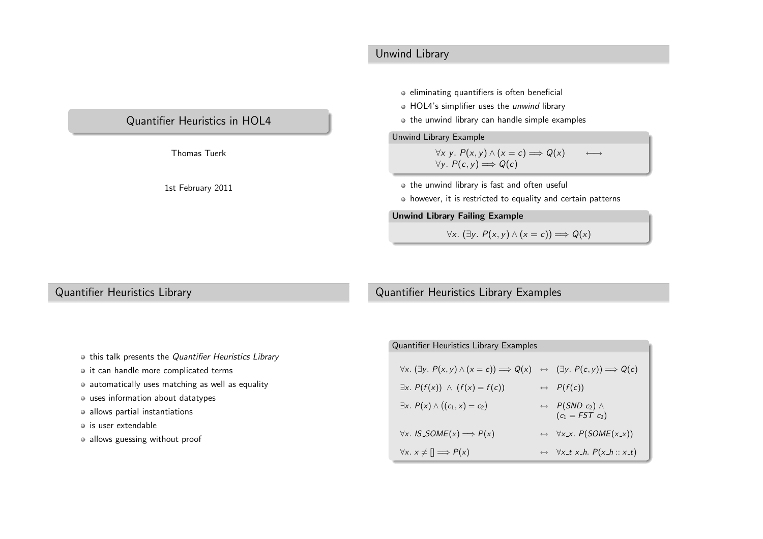# Quantifier Heuristics in HOL4

Thomas Tuerk

1st February 2011

## Unwind Library

- eliminating quantifiers is often beneficial
- HOL4's simplifier uses the *unwind* library
- the unwind library can handle simple examples

**Unwind Library Example**

$$\forall x\ y.\ P(x,y) \wedge (x = c) \Longrightarrow Q(x) \qquad \longleftrightarrow$$
$$\forall y.\ P(c,y) \Longrightarrow Q(c)$$

- the unwind library is fast and often useful
- however, it is restricted to equality and certain patterns

**Unwind Library Failing Example**

$$\forall x.\ (\exists y.\ P(x,y) \wedge (x = c)) \Longrightarrow Q(x)$$

## Quantifier Heuristics Library

- this talk presents the *Quantifier Heuristics Library*
- it can handle more complicated terms
- automatically uses matching as well as equality
- uses information about datatypes
- allows partial instantiations
- is user extendable
- allows guessing without proof

## Quantifier Heuristics Library Examples

**Quantifier Heuristics Library Examples**

| | | |
|---|---|---|
| $\forall x.\ (\exists y.\ P(x,y) \wedge (x = c)) \Longrightarrow Q(x)$ | $\leftrightarrow$ | $(\exists y.\ P(c,y)) \Longrightarrow Q(c)$ |
| $\exists x.\ P(f(x)) \ \wedge\ (f(x) = f(c))$ | $\leftrightarrow$ | $P(f(c))$ |
| $\exists x.\ P(x) \wedge ((c_1, x) = c_2)$ | $\leftrightarrow$ | $P(SND\ c_2) \wedge (c_1 = FST\ c_2)$ |
| $\forall x.\ IS\_SOME(x) \Longrightarrow P(x)$ | $\leftrightarrow$ | $\forall x\_x.\ P(SOME(x\_x))$ |
| $\forall x.\ x \neq [] \Longrightarrow P(x)$ | $\leftrightarrow$ | $\forall x\_t\ x\_h.\ P(x\_h :: x\_t)$ |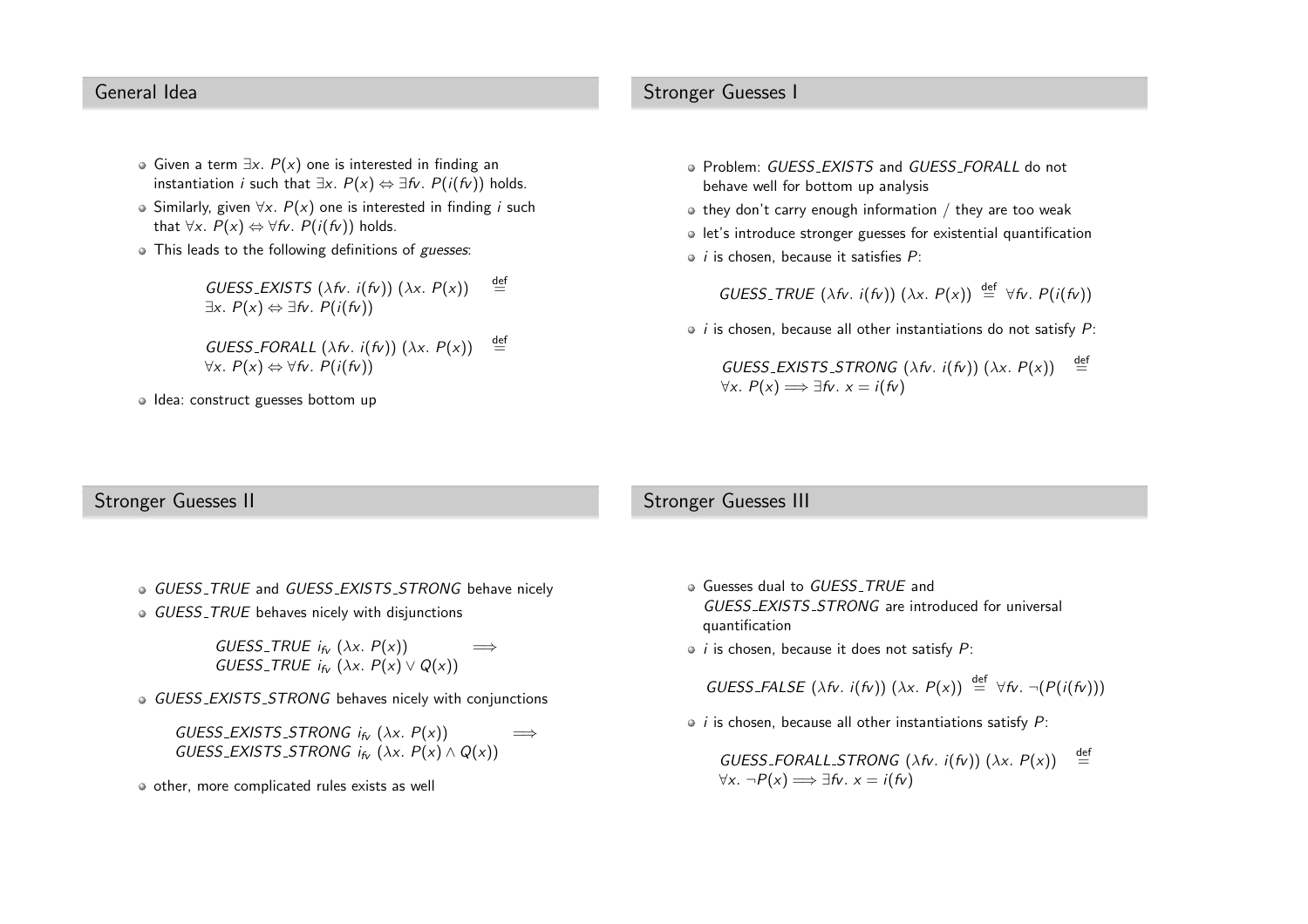## General Idea

- Given a term $\exists x.\ P(x)$ one is interested in finding an instantiation $i$ such that $\exists x.\ P(x) \Leftrightarrow \exists fv.\ P(i(fv))$ holds.
- Similarly, given $\forall x.\ P(x)$ one is interested in finding $i$ such that $\forall x.\ P(x) \Leftrightarrow \forall fv.\ P(i(fv))$ holds.
- This leads to the following definitions of *guesses*:

$$\mathit{GUESS\_EXISTS}\ (\lambda fv.\ i(fv))\ (\lambda x.\ P(x)) \stackrel{\text{def}}{=} \exists x.\ P(x) \Leftrightarrow \exists fv.\ P(i(fv))$$

$$\mathit{GUESS\_FORALL}\ (\lambda fv.\ i(fv))\ (\lambda x.\ P(x)) \stackrel{\text{def}}{=} \forall x.\ P(x) \Leftrightarrow \forall fv.\ P(i(fv))$$

- Idea: construct guesses bottom up

## Stronger Guesses I

- Problem: *GUESS_EXISTS* and *GUESS_FORALL* do not behave well for bottom up analysis
- they don't carry enough information / they are too weak
- let's introduce stronger guesses for existential quantification
- $i$ is chosen, because it satisfies $P$:

$$\mathit{GUESS\_TRUE}\ (\lambda fv.\ i(fv))\ (\lambda x.\ P(x)) \stackrel{\text{def}}{=} \forall fv.\ P(i(fv))$$

- $i$ is chosen, because all other instantiations do not satisfy $P$:

$$\mathit{GUESS\_EXISTS\_STRONG}\ (\lambda fv.\ i(fv))\ (\lambda x.\ P(x)) \stackrel{\text{def}}{=} \forall x.\ P(x) \Longrightarrow \exists fv.\ x = i(fv)$$

## Stronger Guesses II

- *GUESS_TRUE* and *GUESS_EXISTS_STRONG* behave nicely
- *GUESS_TRUE* behaves nicely with disjunctions

$$\mathit{GUESS\_TRUE}\ i_{fv}\ (\lambda x.\ P(x)) \Longrightarrow \mathit{GUESS\_TRUE}\ i_{fv}\ (\lambda x.\ P(x) \lor Q(x))$$

- *GUESS_EXISTS_STRONG* behaves nicely with conjunctions

$$\mathit{GUESS\_EXISTS\_STRONG}\ i_{fv}\ (\lambda x.\ P(x)) \Longrightarrow \mathit{GUESS\_EXISTS\_STRONG}\ i_{fv}\ (\lambda x.\ P(x) \land Q(x))$$

- other, more complicated rules exists as well

## Stronger Guesses III

- Guesses dual to *GUESS_TRUE* and *GUESS_EXISTS_STRONG* are introduced for universal quantification
- $i$ is chosen, because it does not satisfy $P$:

$$\mathit{GUESS\_FALSE}\ (\lambda fv.\ i(fv))\ (\lambda x.\ P(x)) \stackrel{\text{def}}{=} \forall fv.\ \neg(P(i(fv)))$$

- $i$ is chosen, because all other instantiations satisfy $P$:

$$\mathit{GUESS\_FORALL\_STRONG}\ (\lambda fv.\ i(fv))\ (\lambda x.\ P(x)) \stackrel{\text{def}}{=} \forall x.\ \neg P(x) \Longrightarrow \exists fv.\ x = i(fv)$$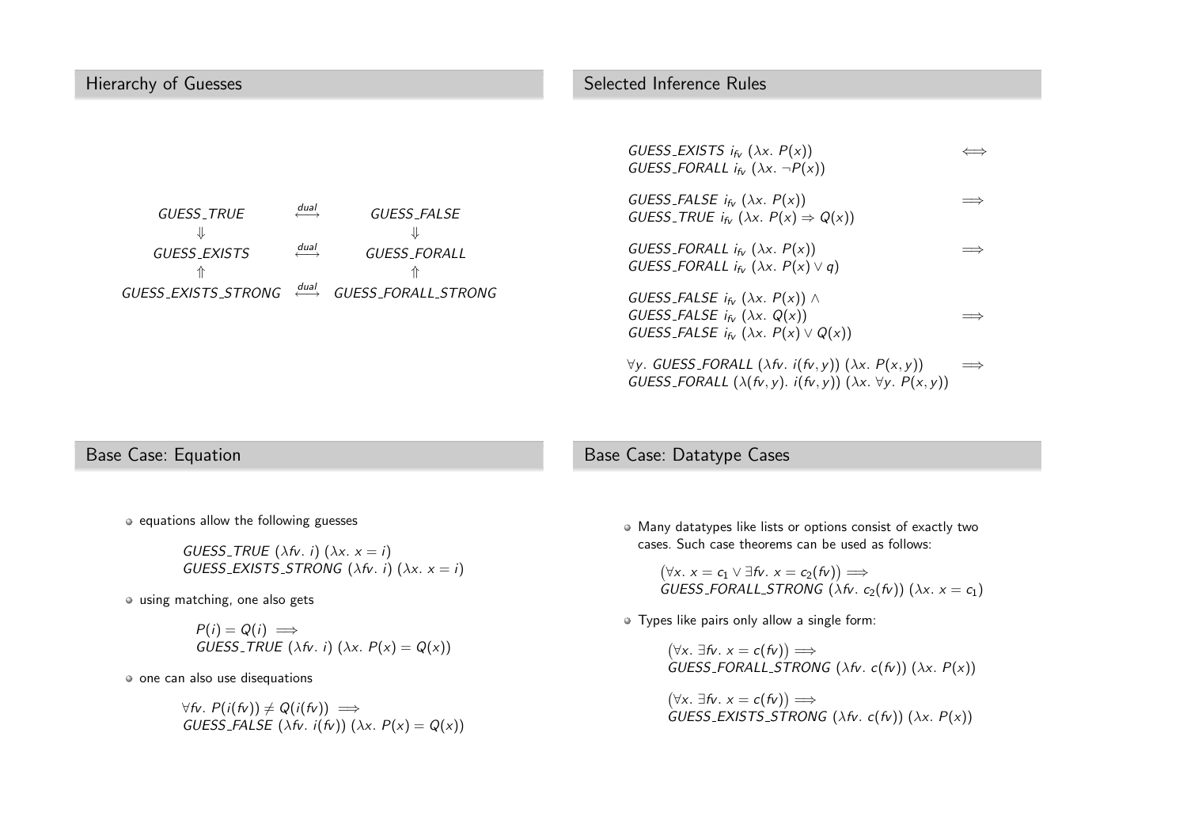## Hierarchy of Guesses

$$
\begin{array}{ccc}
\mathit{GUESS\_TRUE} & \overset{dual}{\longleftrightarrow} & \mathit{GUESS\_FALSE} \\
\Downarrow & & \Downarrow \\
\mathit{GUESS\_EXISTS} & \overset{dual}{\longleftrightarrow} & \mathit{GUESS\_FORALL} \\
\Uparrow & & \Uparrow \\
\mathit{GUESS\_EXISTS\_STRONG} & \overset{dual}{\longleftrightarrow} & \mathit{GUESS\_FORALL\_STRONG}
\end{array}
$$

## Selected Inference Rules

$$
\begin{array}{ll}
\mathit{GUESS\_EXISTS}\ i_{fv}\ (\lambda x.\ P(x)) & \Longleftrightarrow \\
\mathit{GUESS\_FORALL}\ i_{fv}\ (\lambda x.\ \neg P(x)) &
\end{array}
$$

$$
\begin{array}{ll}
\mathit{GUESS\_FALSE}\ i_{fv}\ (\lambda x.\ P(x)) & \Longrightarrow \\
\mathit{GUESS\_TRUE}\ i_{fv}\ (\lambda x.\ P(x) \Rightarrow Q(x)) &
\end{array}
$$

$$
\begin{array}{ll}
\mathit{GUESS\_FORALL}\ i_{fv}\ (\lambda x.\ P(x)) & \Longrightarrow \\
\mathit{GUESS\_FORALL}\ i_{fv}\ (\lambda x.\ P(x) \vee q) &
\end{array}
$$

$$
\begin{array}{ll}
\mathit{GUESS\_FALSE}\ i_{fv}\ (\lambda x.\ P(x)) \wedge & \\
\mathit{GUESS\_FALSE}\ i_{fv}\ (\lambda x.\ Q(x)) & \Longrightarrow \\
\mathit{GUESS\_FALSE}\ i_{fv}\ (\lambda x.\ P(x) \vee Q(x)) &
\end{array}
$$

$$
\begin{array}{ll}
\forall y.\ \mathit{GUESS\_FORALL}\ (\lambda fv.\ i(fv, y))\ (\lambda x.\ P(x, y)) & \Longrightarrow \\
\mathit{GUESS\_FORALL}\ (\lambda (fv, y).\ i(fv, y))\ (\lambda x.\ \forall y.\ P(x, y)) &
\end{array}
$$

## Base Case: Equation

- equations allow the following guesses

$$
\begin{array}{l}
\mathit{GUESS\_TRUE}\ (\lambda fv.\ i)\ (\lambda x.\ x = i) \\
\mathit{GUESS\_EXISTS\_STRONG}\ (\lambda fv.\ i)\ (\lambda x.\ x = i)
\end{array}
$$

- using matching, one also gets

$$
\begin{array}{l}
P(i) = Q(i) \implies \\
\mathit{GUESS\_TRUE}\ (\lambda fv.\ i)\ (\lambda x.\ P(x) = Q(x))
\end{array}
$$

- one can also use disequations

$$
\begin{array}{l}
\forall fv.\ P(i(fv)) \neq Q(i(fv)) \implies \\
\mathit{GUESS\_FALSE}\ (\lambda fv.\ i(fv))\ (\lambda x.\ P(x) = Q(x))
\end{array}
$$

## Base Case: Datatype Cases

- Many datatypes like lists or options consist of exactly two cases. Such case theorems can be used as follows:

$$
\begin{array}{l}
(\forall x.\ x = c_1 \vee \exists fv.\ x = c_2(fv)) \implies \\
\mathit{GUESS\_FORALL\_STRONG}\ (\lambda fv.\ c_2(fv))\ (\lambda x.\ x = c_1)
\end{array}
$$

- Types like pairs only allow a single form:

$$
\begin{array}{l}
(\forall x.\ \exists fv.\ x = c(fv)) \implies \\
\mathit{GUESS\_FORALL\_STRONG}\ (\lambda fv.\ c(fv))\ (\lambda x.\ P(x))
\end{array}
$$

$$
\begin{array}{l}
(\forall x.\ \exists fv.\ x = c(fv)) \implies \\
\mathit{GUESS\_EXISTS\_STRONG}\ (\lambda fv.\ c(fv))\ (\lambda x.\ P(x))
\end{array}
$$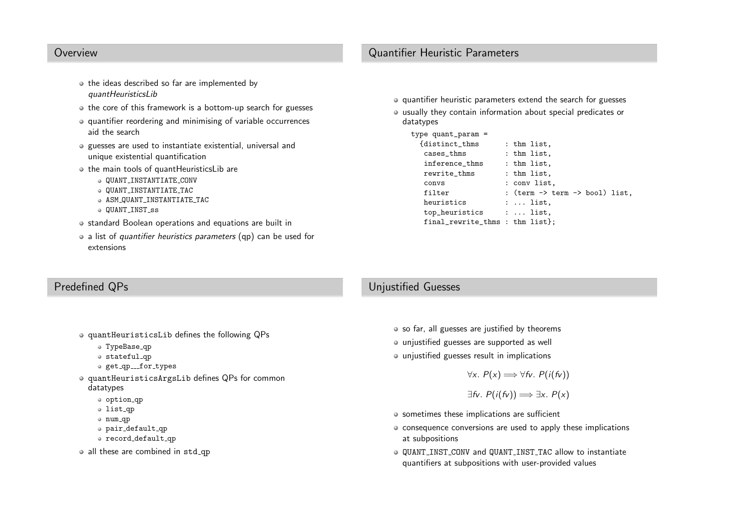## Overview

- the ideas described so far are implemented by *quantHeuristicsLib*
- the core of this framework is a bottom-up search for guesses
- quantifier reordering and minimising of variable occurrences aid the search
- guesses are used to instantiate existential, universal and unique existential quantification
- the main tools of quantHeuristicsLib are
  - `QUANT_INSTANTIATE_CONV`
  - `QUANT_INSTANTIATE_TAC`
  - `ASM_QUANT_INSTANTIATE_TAC`
  - `QUANT_INST_ss`
- standard Boolean operations and equations are built in
- a list of *quantifier heuristics parameters* (qp) can be used for extensions

## Quantifier Heuristic Parameters

- quantifier heuristic parameters extend the search for guesses
- usually they contain information about special predicates or datatypes

```
type quant_param =
  {distinct_thms      : thm list,
   cases_thms         : thm list,
   inference_thms     : thm list,
   rewrite_thms       : thm list,
   convs              : conv list,
   filter             : (term -> term -> bool) list,
   heuristics         : ... list,
   top_heuristics     : ... list,
   final_rewrite_thms : thm list};
```

## Predefined QPs

- `quantHeuristicsLib` defines the following QPs
  - `TypeBase_qp`
  - `stateful_qp`
  - `get_qp___for_types`
- `quantHeuristicsArgsLib` defines QPs for common datatypes
  - `option_qp`
  - `list_qp`
  - `num_qp`
  - `pair_default_qp`
  - `record_default_qp`
- all these are combined in `std_qp`

## Unjustified Guesses

- so far, all guesses are justified by theorems
- unjustified guesses are supported as well
- unjustified guesses result in implications

$$\forall x.\ P(x) \Longrightarrow \forall fv.\ P(i(fv))$$

$$\exists fv.\ P(i(fv)) \Longrightarrow \exists x.\ P(x)$$

- sometimes these implications are sufficient
- consequence conversions are used to apply these implications at subpositions
- `QUANT_INST_CONV` and `QUANT_INST_TAC` allow to instantiate quantifiers at subpositions with user-provided values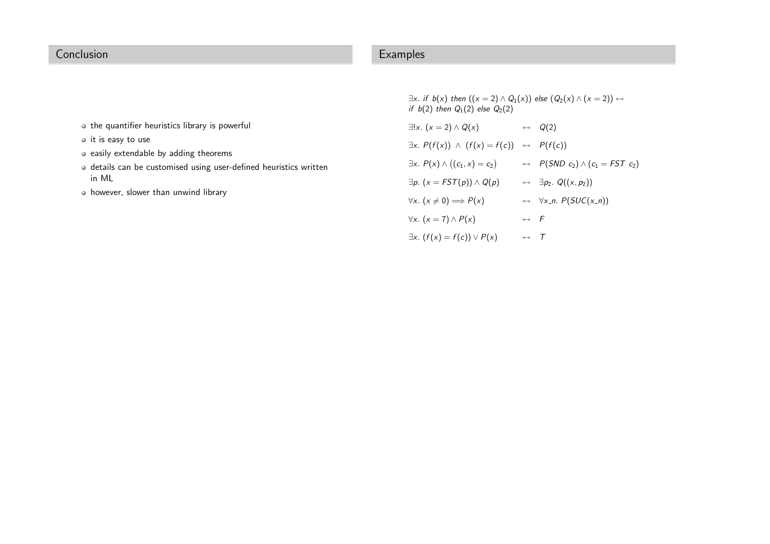## Conclusion

- the quantifier heuristics library is powerful
- it is easy to use
- easily extendable by adding theorems
- details can be customised using user-defined heuristics written in ML
- however, slower than unwind library

## Examples

$\exists x.\ \textit{if}\ b(x)\ \textit{then}\ ((x = 2) \wedge Q_1(x))\ \textit{else}\ (Q_2(x) \wedge (x = 2)) \leftrightarrow$
$\textit{if}\ b(2)\ \textit{then}\ Q_1(2)\ \textit{else}\ Q_2(2)$

| | | |
|---|---|---|
| $\exists! x.\ (x = 2) \wedge Q(x)$ | $\leftrightarrow$ | $Q(2)$ |
| $\exists x.\ P(f(x))\ \wedge\ (f(x) = f(c))$ | $\leftrightarrow$ | $P(f(c))$ |
| $\exists x.\ P(x) \wedge ((c_1, x) = c_2)$ | $\leftrightarrow$ | $P(SND\ c_2) \wedge (c_1 = FST\ c_2)$ |
| $\exists p.\ (x = FST(p)) \wedge Q(p)$ | $\leftrightarrow$ | $\exists p_2.\ Q((x, p_2))$ |
| $\forall x.\ (x \neq 0) \Longrightarrow P(x)$ | $\leftrightarrow$ | $\forall x\_n.\ P(SUC(x\_n))$ |
| $\forall x.\ (x = 7) \wedge P(x)$ | $\leftrightarrow$ | $F$ |
| $\exists x.\ (f(x) = f(c)) \vee P(x)$ | $\leftrightarrow$ | $T$ |